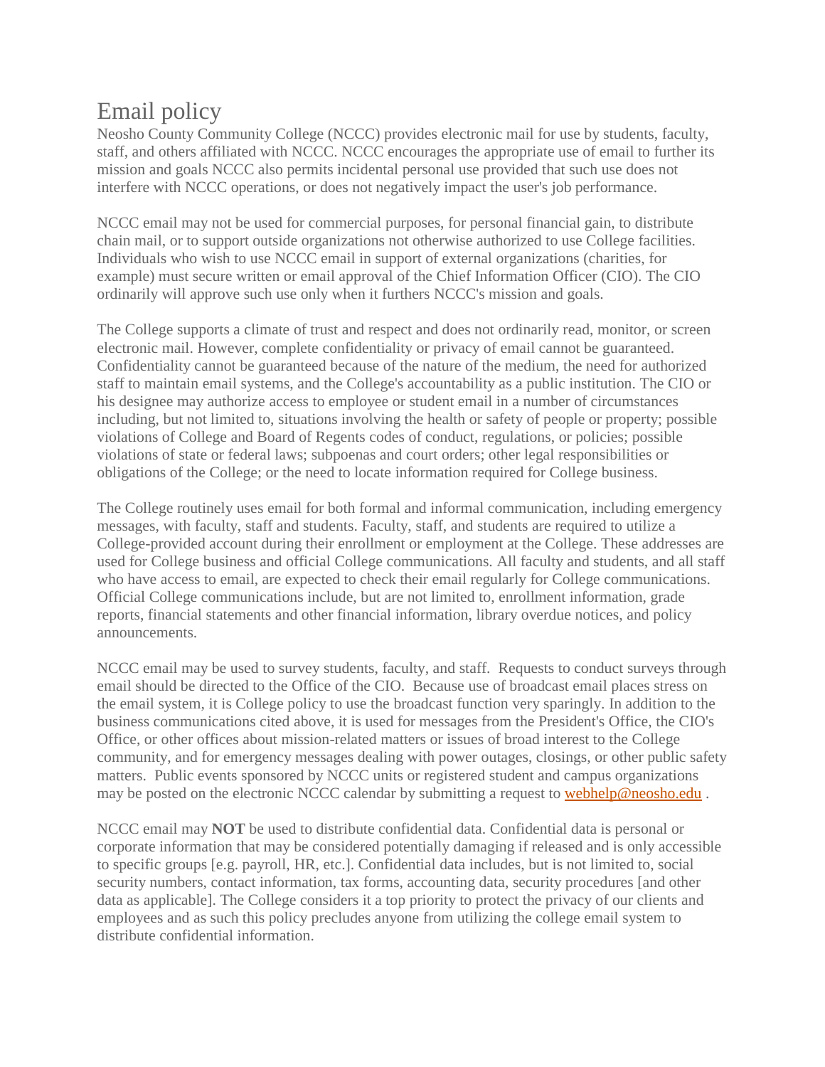# Email policy

Neosho County Community College (NCCC) provides electronic mail for use by students, faculty, staff, and others affiliated with NCCC. NCCC encourages the appropriate use of email to further its mission and goals NCCC also permits incidental personal use provided that such use does not interfere with NCCC operations, or does not negatively impact the user's job performance.

NCCC email may not be used for commercial purposes, for personal financial gain, to distribute chain mail, or to support outside organizations not otherwise authorized to use College facilities. Individuals who wish to use NCCC email in support of external organizations (charities, for example) must secure written or email approval of the Chief Information Officer (CIO). The CIO ordinarily will approve such use only when it furthers NCCC's mission and goals.

The College supports a climate of trust and respect and does not ordinarily read, monitor, or screen electronic mail. However, complete confidentiality or privacy of email cannot be guaranteed. Confidentiality cannot be guaranteed because of the nature of the medium, the need for authorized staff to maintain email systems, and the College's accountability as a public institution. The CIO or his designee may authorize access to employee or student email in a number of circumstances including, but not limited to, situations involving the health or safety of people or property; possible violations of College and Board of Regents codes of conduct, regulations, or policies; possible violations of state or federal laws; subpoenas and court orders; other legal responsibilities or obligations of the College; or the need to locate information required for College business.

The College routinely uses email for both formal and informal communication, including emergency messages, with faculty, staff and students. Faculty, staff, and students are required to utilize a College-provided account during their enrollment or employment at the College. These addresses are used for College business and official College communications. All faculty and students, and all staff who have access to email, are expected to check their email regularly for College communications. Official College communications include, but are not limited to, enrollment information, grade reports, financial statements and other financial information, library overdue notices, and policy announcements.

NCCC email may be used to survey students, faculty, and staff. Requests to conduct surveys through email should be directed to the Office of the CIO. Because use of broadcast email places stress on the email system, it is College policy to use the broadcast function very sparingly. In addition to the business communications cited above, it is used for messages from the President's Office, the CIO's Office, or other offices about mission-related matters or issues of broad interest to the College community, and for emergency messages dealing with power outages, closings, or other public safety matters. Public events sponsored by NCCC units or registered student and campus organizations may be posted on the electronic NCCC calendar by submitting a request to webhelp@neosho.edu .

NCCC email may **NOT** be used to distribute confidential data. Confidential data is personal or corporate information that may be considered potentially damaging if released and is only accessible to specific groups [e.g. payroll, HR, etc.]. Confidential data includes, but is not limited to, social security numbers, contact information, tax forms, accounting data, security procedures [and other data as applicable]. The College considers it a top priority to protect the privacy of our clients and employees and as such this policy precludes anyone from utilizing the college email system to distribute confidential information.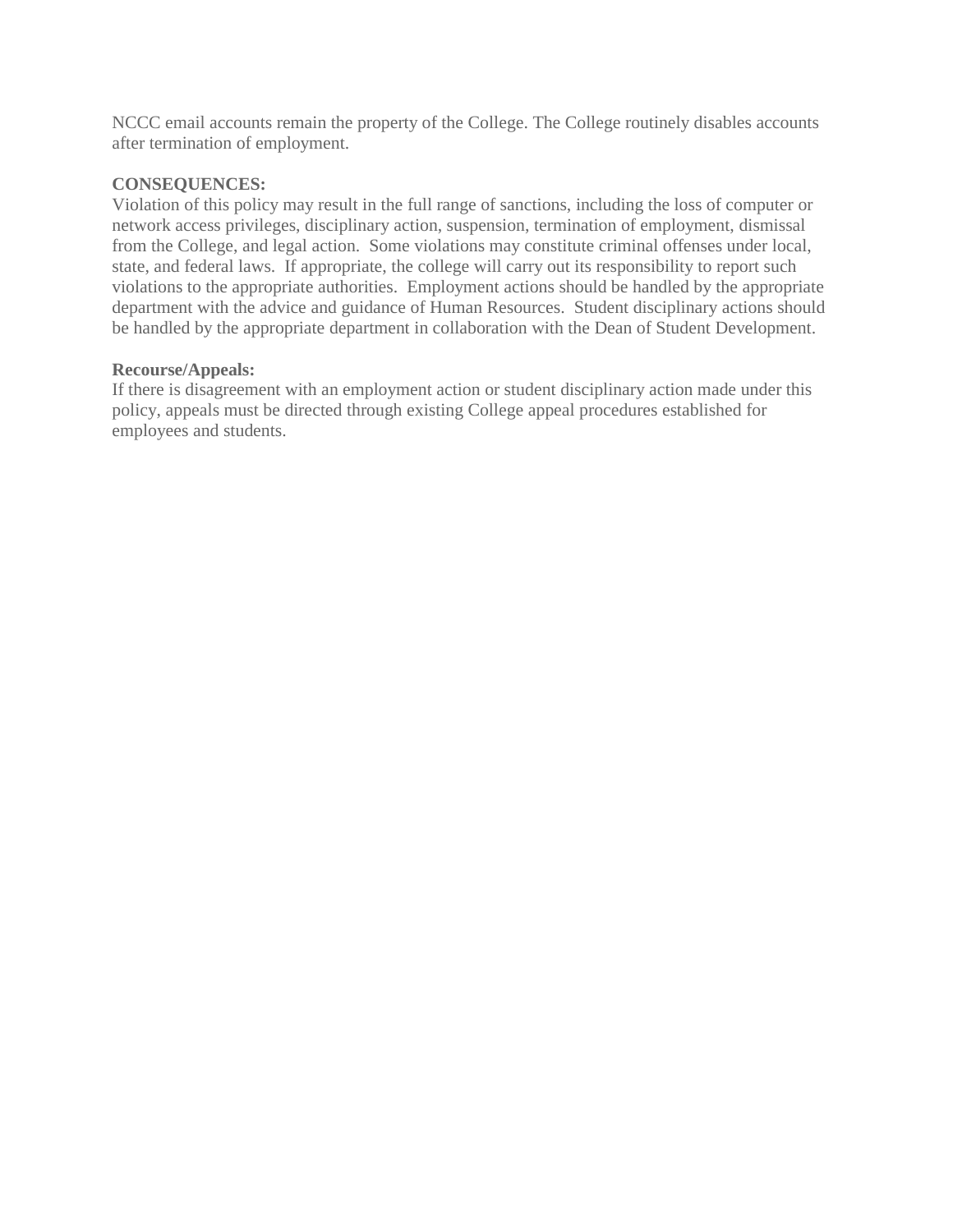NCCC email accounts remain the property of the College. The College routinely disables accounts after termination of employment.

**CONSEQUENCES:**

Violation of this policy may result in the full range of sanctions, including the loss of computer or network access privileges, disciplinary action, suspension, termination of employment, dismissal from the College, and legal action. Some violations may constitute criminal offenses under local, state, and federal laws. If appropriate, the college will carry out its responsibility to report such violations to the appropriate authorities. Employment actions should be handled by the appropriate department with the advice and guidance of Human Resources. Student disciplinary actions should be handled by the appropriate department in collaboration with the Dean of Student Development.

**Recourse/Appeals:**

If there is disagreement with an employment action or student disciplinary action made under this policy, appeals must be directed through existing College appeal procedures established for employees and students.